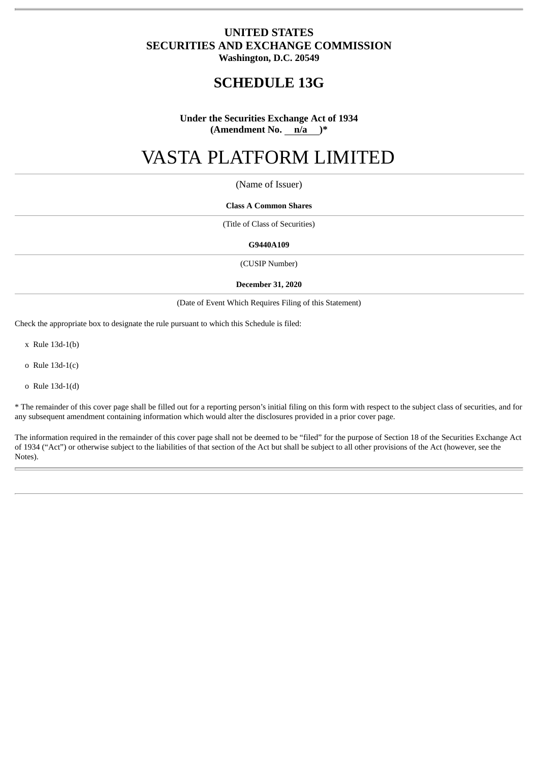**UNITED STATES**
**SECURITIES AND EXCHANGE COMMISSION**
**Washington, D.C. 20549**

# SCHEDULE 13G

**Under the Securities Exchange Act of 1934**
**(Amendment No. n/a )***

# VASTA PLATFORM LIMITED

(Name of Issuer)

**Class A Common Shares**

(Title of Class of Securities)

**G9440A109**

(CUSIP Number)

**December 31, 2020**

(Date of Event Which Requires Filing of this Statement)

Check the appropriate box to designate the rule pursuant to which this Schedule is filed:

x Rule 13d-1(b)

o Rule 13d-1(c)

o Rule 13d-1(d)

* The remainder of this cover page shall be filled out for a reporting person's initial filing on this form with respect to the subject class of securities, and for any subsequent amendment containing information which would alter the disclosures provided in a prior cover page.

The information required in the remainder of this cover page shall not be deemed to be "filed" for the purpose of Section 18 of the Securities Exchange Act of 1934 ("Act") or otherwise subject to the liabilities of that section of the Act but shall be subject to all other provisions of the Act (however, see the Notes).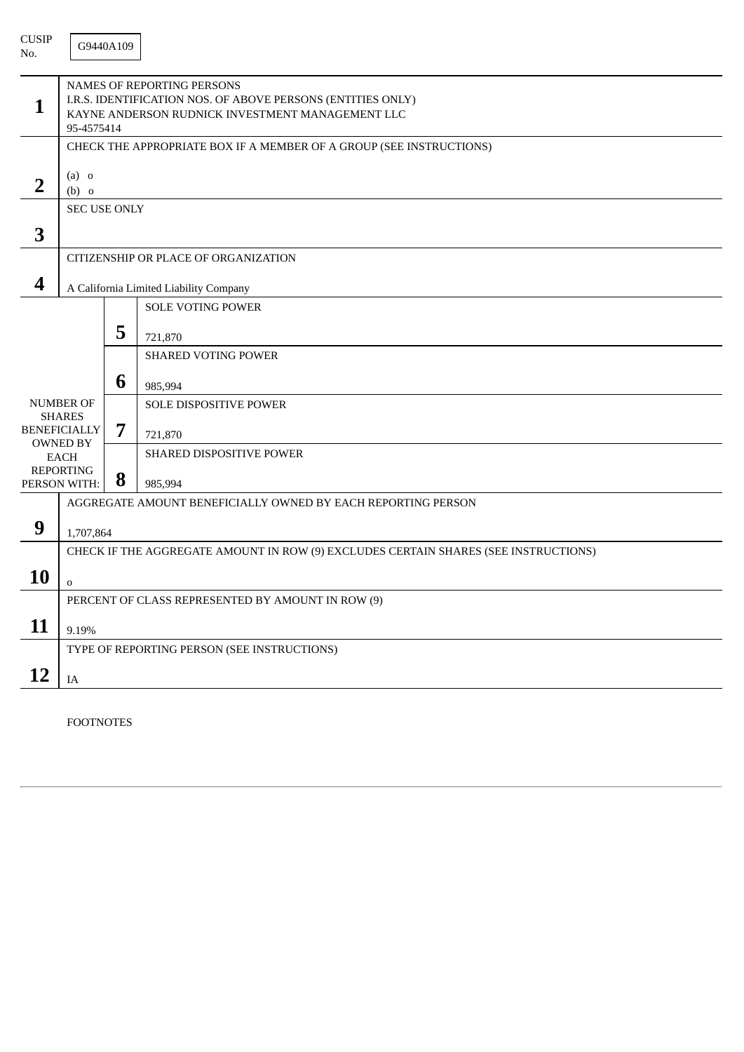CUSIP No. G9440A109

| | | | |
|---|---|---|---|
| **1** | NAMES OF REPORTING PERSONS<br>I.R.S. IDENTIFICATION NOS. OF ABOVE PERSONS (ENTITIES ONLY)<br>KAYNE ANDERSON RUDNICK INVESTMENT MANAGEMENT LLC<br>95-4575414 | | |
| **2** | CHECK THE APPROPRIATE BOX IF A MEMBER OF A GROUP (SEE INSTRUCTIONS)<br><br>(a) o<br>(b) o | | |
| **3** | SEC USE ONLY | | |
| **4** | CITIZENSHIP OR PLACE OF ORGANIZATION<br><br>A California Limited Liability Company | | |
| NUMBER OF SHARES BENEFICIALLY OWNED BY EACH REPORTING PERSON WITH: | | **5** | SOLE VOTING POWER<br><br>721,870 |
| | | **6** | SHARED VOTING POWER<br><br>985,994 |
| | | **7** | SOLE DISPOSITIVE POWER<br><br>721,870 |
| | | **8** | SHARED DISPOSITIVE POWER<br><br>985,994 |
| **9** | AGGREGATE AMOUNT BENEFICIALLY OWNED BY EACH REPORTING PERSON<br><br>1,707,864 | | |
| **10** | CHECK IF THE AGGREGATE AMOUNT IN ROW (9) EXCLUDES CERTAIN SHARES (SEE INSTRUCTIONS)<br><br>o | | |
| **11** | PERCENT OF CLASS REPRESENTED BY AMOUNT IN ROW (9)<br><br>9.19% | | |
| **12** | TYPE OF REPORTING PERSON (SEE INSTRUCTIONS)<br><br>IA | | |

FOOTNOTES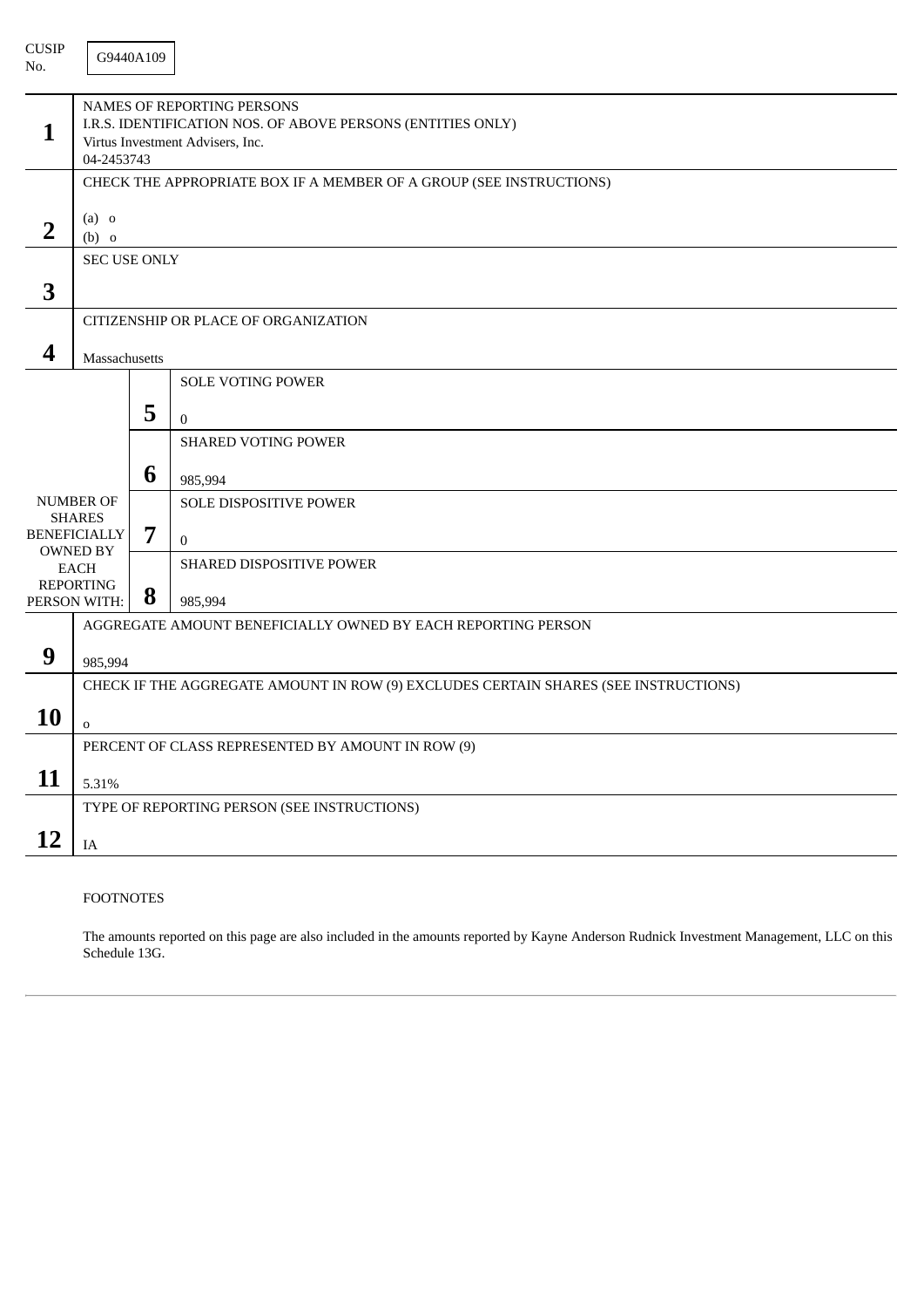CUSIP No. G9440A109

| | | | |
|---|---|---|---|
| **1** | NAMES OF REPORTING PERSONS<br>I.R.S. IDENTIFICATION NOS. OF ABOVE PERSONS (ENTITIES ONLY)<br>Virtus Investment Advisers, Inc.<br>04-2453743 | | |
| **2** | CHECK THE APPROPRIATE BOX IF A MEMBER OF A GROUP (SEE INSTRUCTIONS)<br><br>(a) o<br>(b) o | | |
| **3** | SEC USE ONLY | | |
| **4** | CITIZENSHIP OR PLACE OF ORGANIZATION<br><br>Massachusetts | | |
| NUMBER OF SHARES BENEFICIALLY OWNED BY EACH REPORTING PERSON WITH: | **5** | SOLE VOTING POWER<br><br>0 | |
| | **6** | SHARED VOTING POWER<br><br>985,994 | |
| | **7** | SOLE DISPOSITIVE POWER<br><br>0 | |
| | **8** | SHARED DISPOSITIVE POWER<br><br>985,994 | |
| **9** | AGGREGATE AMOUNT BENEFICIALLY OWNED BY EACH REPORTING PERSON<br><br>985,994 | | |
| **10** | CHECK IF THE AGGREGATE AMOUNT IN ROW (9) EXCLUDES CERTAIN SHARES (SEE INSTRUCTIONS)<br><br>o | | |
| **11** | PERCENT OF CLASS REPRESENTED BY AMOUNT IN ROW (9)<br><br>5.31% | | |
| **12** | TYPE OF REPORTING PERSON (SEE INSTRUCTIONS)<br><br>IA | | |

FOOTNOTES

The amounts reported on this page are also included in the amounts reported by Kayne Anderson Rudnick Investment Management, LLC on this Schedule 13G.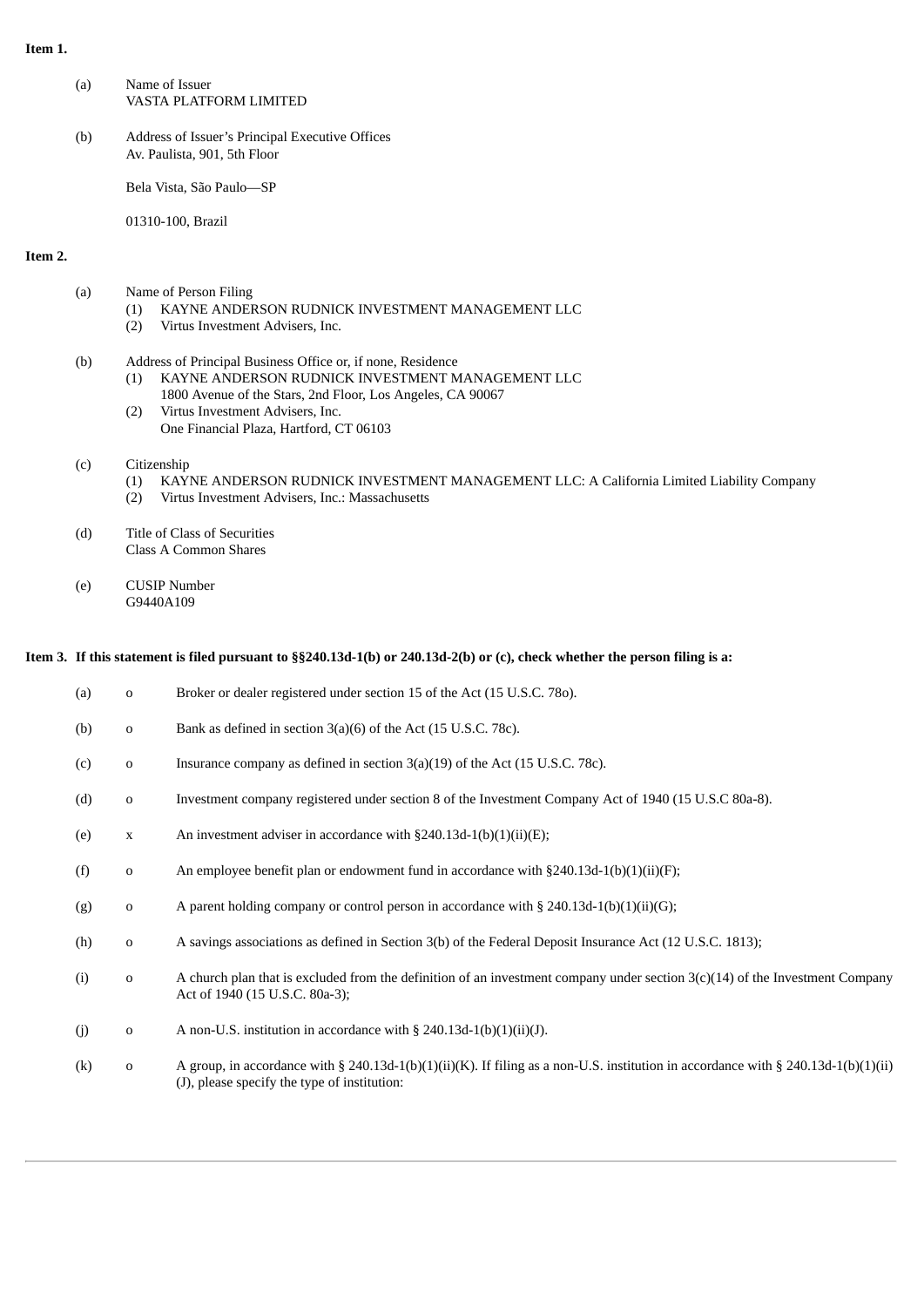**Item 1.**

(a) Name of Issuer
VASTA PLATFORM LIMITED

(b) Address of Issuer's Principal Executive Offices
Av. Paulista, 901, 5th Floor

Bela Vista, São Paulo—SP

01310-100, Brazil

**Item 2.**

(a) Name of Person Filing
(1) KAYNE ANDERSON RUDNICK INVESTMENT MANAGEMENT LLC
(2) Virtus Investment Advisers, Inc.

(b) Address of Principal Business Office or, if none, Residence
(1) KAYNE ANDERSON RUDNICK INVESTMENT MANAGEMENT LLC
1800 Avenue of the Stars, 2nd Floor, Los Angeles, CA 90067
(2) Virtus Investment Advisers, Inc.
One Financial Plaza, Hartford, CT 06103

(c) Citizenship
(1) KAYNE ANDERSON RUDNICK INVESTMENT MANAGEMENT LLC: A California Limited Liability Company
(2) Virtus Investment Advisers, Inc.: Massachusetts

(d) Title of Class of Securities
Class A Common Shares

(e) CUSIP Number
G9440A109

**Item 3. If this statement is filed pursuant to §§240.13d-1(b) or 240.13d-2(b) or (c), check whether the person filing is a:**

(a) o Broker or dealer registered under section 15 of the Act (15 U.S.C. 78o).

(b) o Bank as defined in section 3(a)(6) of the Act (15 U.S.C. 78c).

(c) o Insurance company as defined in section 3(a)(19) of the Act (15 U.S.C. 78c).

(d) o Investment company registered under section 8 of the Investment Company Act of 1940 (15 U.S.C 80a-8).

(e) x An investment adviser in accordance with §240.13d-1(b)(1)(ii)(E);

(f) o An employee benefit plan or endowment fund in accordance with §240.13d-1(b)(1)(ii)(F);

(g) o A parent holding company or control person in accordance with § 240.13d-1(b)(1)(ii)(G);

(h) o A savings associations as defined in Section 3(b) of the Federal Deposit Insurance Act (12 U.S.C. 1813);

(i) o A church plan that is excluded from the definition of an investment company under section 3(c)(14) of the Investment Company Act of 1940 (15 U.S.C. 80a-3);

(j) o A non-U.S. institution in accordance with § 240.13d-1(b)(1)(ii)(J).

(k) o A group, in accordance with § 240.13d-1(b)(1)(ii)(K). If filing as a non-U.S. institution in accordance with § 240.13d-1(b)(1)(ii)(J), please specify the type of institution: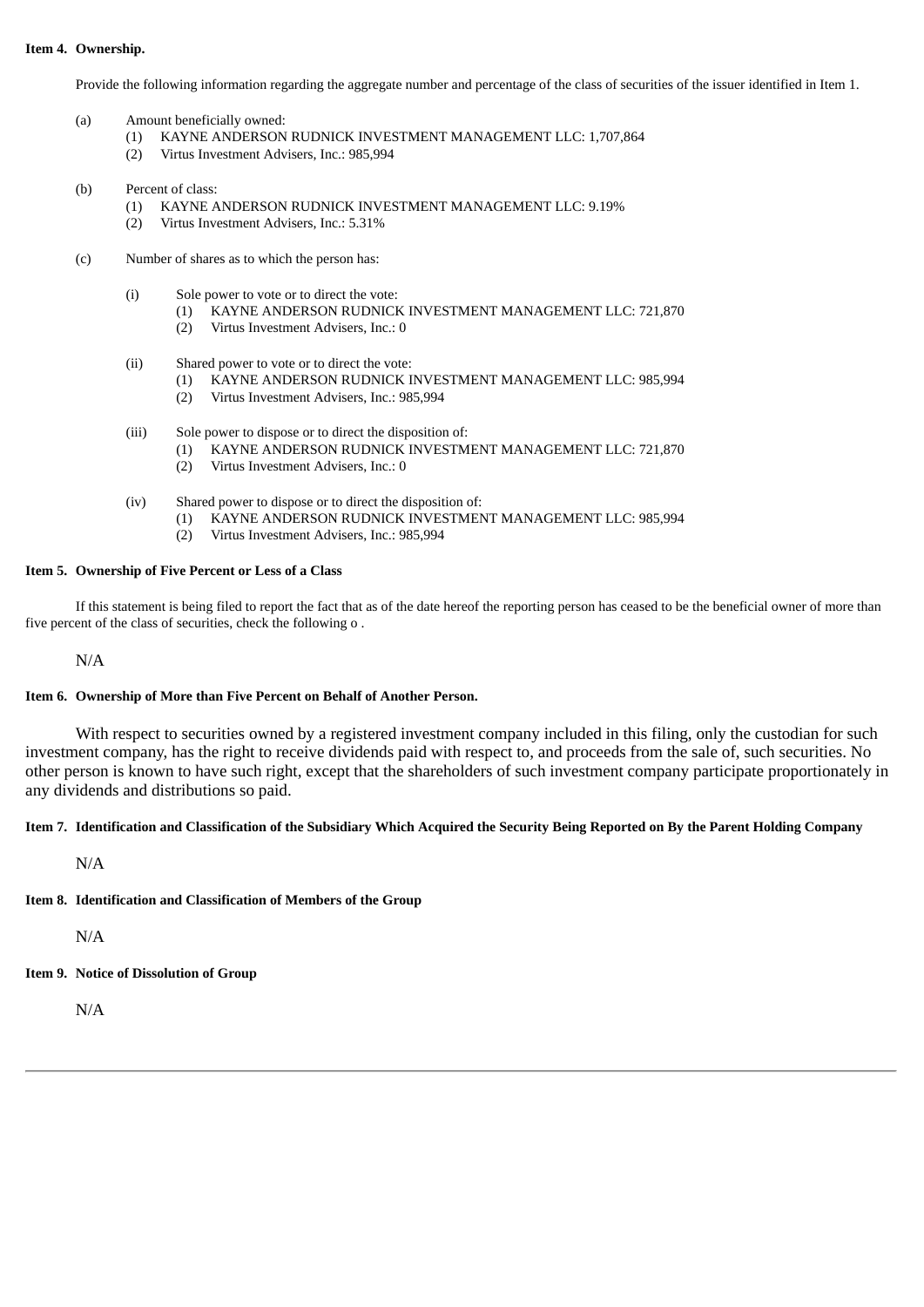**Item 4. Ownership.**

Provide the following information regarding the aggregate number and percentage of the class of securities of the issuer identified in Item 1.

(a) Amount beneficially owned:
  (1) KAYNE ANDERSON RUDNICK INVESTMENT MANAGEMENT LLC: 1,707,864
  (2) Virtus Investment Advisers, Inc.: 985,994

(b) Percent of class:
  (1) KAYNE ANDERSON RUDNICK INVESTMENT MANAGEMENT LLC: 9.19%
  (2) Virtus Investment Advisers, Inc.: 5.31%

(c) Number of shares as to which the person has:

  (i) Sole power to vote or to direct the vote:
    (1) KAYNE ANDERSON RUDNICK INVESTMENT MANAGEMENT LLC: 721,870
    (2) Virtus Investment Advisers, Inc.: 0

  (ii) Shared power to vote or to direct the vote:
    (1) KAYNE ANDERSON RUDNICK INVESTMENT MANAGEMENT LLC: 985,994
    (2) Virtus Investment Advisers, Inc.: 985,994

  (iii) Sole power to dispose or to direct the disposition of:
    (1) KAYNE ANDERSON RUDNICK INVESTMENT MANAGEMENT LLC: 721,870
    (2) Virtus Investment Advisers, Inc.: 0

  (iv) Shared power to dispose or to direct the disposition of:
    (1) KAYNE ANDERSON RUDNICK INVESTMENT MANAGEMENT LLC: 985,994
    (2) Virtus Investment Advisers, Inc.: 985,994

**Item 5. Ownership of Five Percent or Less of a Class**

If this statement is being filed to report the fact that as of the date hereof the reporting person has ceased to be the beneficial owner of more than five percent of the class of securities, check the following o .

N/A

**Item 6. Ownership of More than Five Percent on Behalf of Another Person.**

With respect to securities owned by a registered investment company included in this filing, only the custodian for such investment company, has the right to receive dividends paid with respect to, and proceeds from the sale of, such securities. No other person is known to have such right, except that the shareholders of such investment company participate proportionately in any dividends and distributions so paid.

**Item 7. Identification and Classification of the Subsidiary Which Acquired the Security Being Reported on By the Parent Holding Company**

N/A

**Item 8. Identification and Classification of Members of the Group**

N/A

**Item 9. Notice of Dissolution of Group**

N/A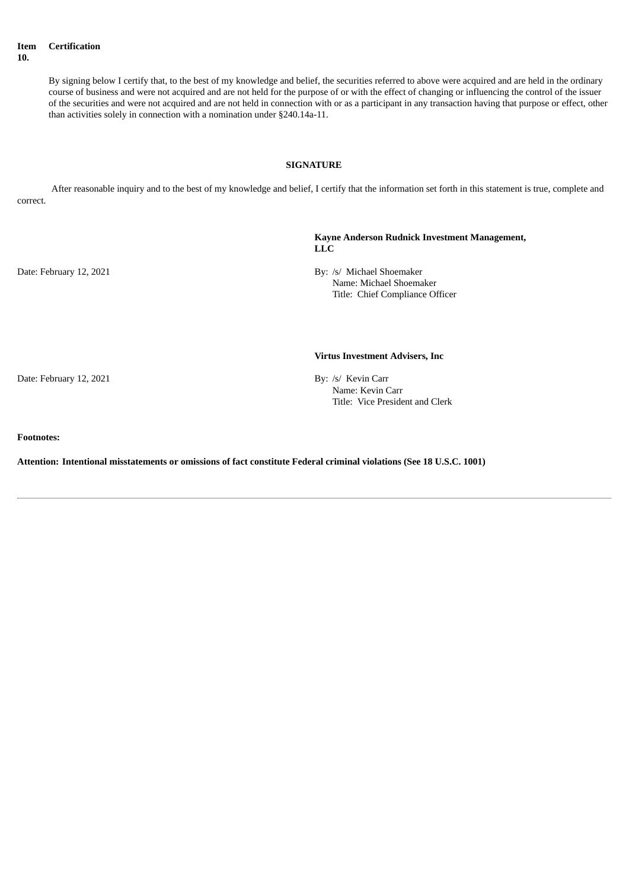**Item 10. Certification**

By signing below I certify that, to the best of my knowledge and belief, the securities referred to above were acquired and are held in the ordinary course of business and were not acquired and are not held for the purpose of or with the effect of changing or influencing the control of the issuer of the securities and were not acquired and are not held in connection with or as a participant in any transaction having that purpose or effect, other than activities solely in connection with a nomination under §240.14a-11.

**SIGNATURE**

After reasonable inquiry and to the best of my knowledge and belief, I certify that the information set forth in this statement is true, complete and correct.

**Kayne Anderson Rudnick Investment Management, LLC**

Date: February 12, 2021

By: /s/ Michael Shoemaker
Name: Michael Shoemaker
Title: Chief Compliance Officer

**Virtus Investment Advisers, Inc**

Date: February 12, 2021

By: /s/ Kevin Carr
Name: Kevin Carr
Title: Vice President and Clerk

**Footnotes:**

**Attention: Intentional misstatements or omissions of fact constitute Federal criminal violations (See 18 U.S.C. 1001)**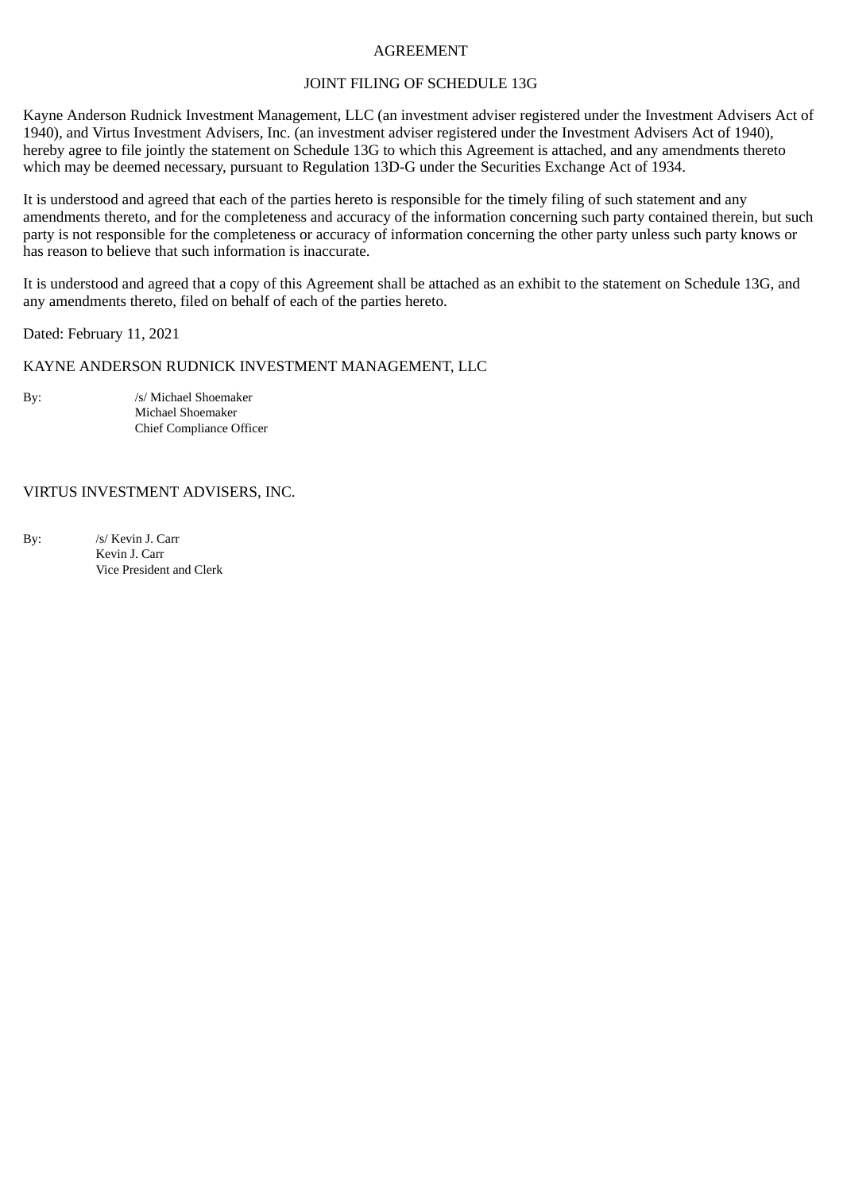AGREEMENT

JOINT FILING OF SCHEDULE 13G

Kayne Anderson Rudnick Investment Management, LLC (an investment adviser registered under the Investment Advisers Act of 1940), and Virtus Investment Advisers, Inc. (an investment adviser registered under the Investment Advisers Act of 1940), hereby agree to file jointly the statement on Schedule 13G to which this Agreement is attached, and any amendments thereto which may be deemed necessary, pursuant to Regulation 13D-G under the Securities Exchange Act of 1934.

It is understood and agreed that each of the parties hereto is responsible for the timely filing of such statement and any amendments thereto, and for the completeness and accuracy of the information concerning such party contained therein, but such party is not responsible for the completeness or accuracy of information concerning the other party unless such party knows or has reason to believe that such information is inaccurate.

It is understood and agreed that a copy of this Agreement shall be attached as an exhibit to the statement on Schedule 13G, and any amendments thereto, filed on behalf of each of the parties hereto.

Dated: February 11, 2021

KAYNE ANDERSON RUDNICK INVESTMENT MANAGEMENT, LLC

By: /s/ Michael Shoemaker
Michael Shoemaker
Chief Compliance Officer

VIRTUS INVESTMENT ADVISERS, INC.

By: /s/ Kevin J. Carr
Kevin J. Carr
Vice President and Clerk